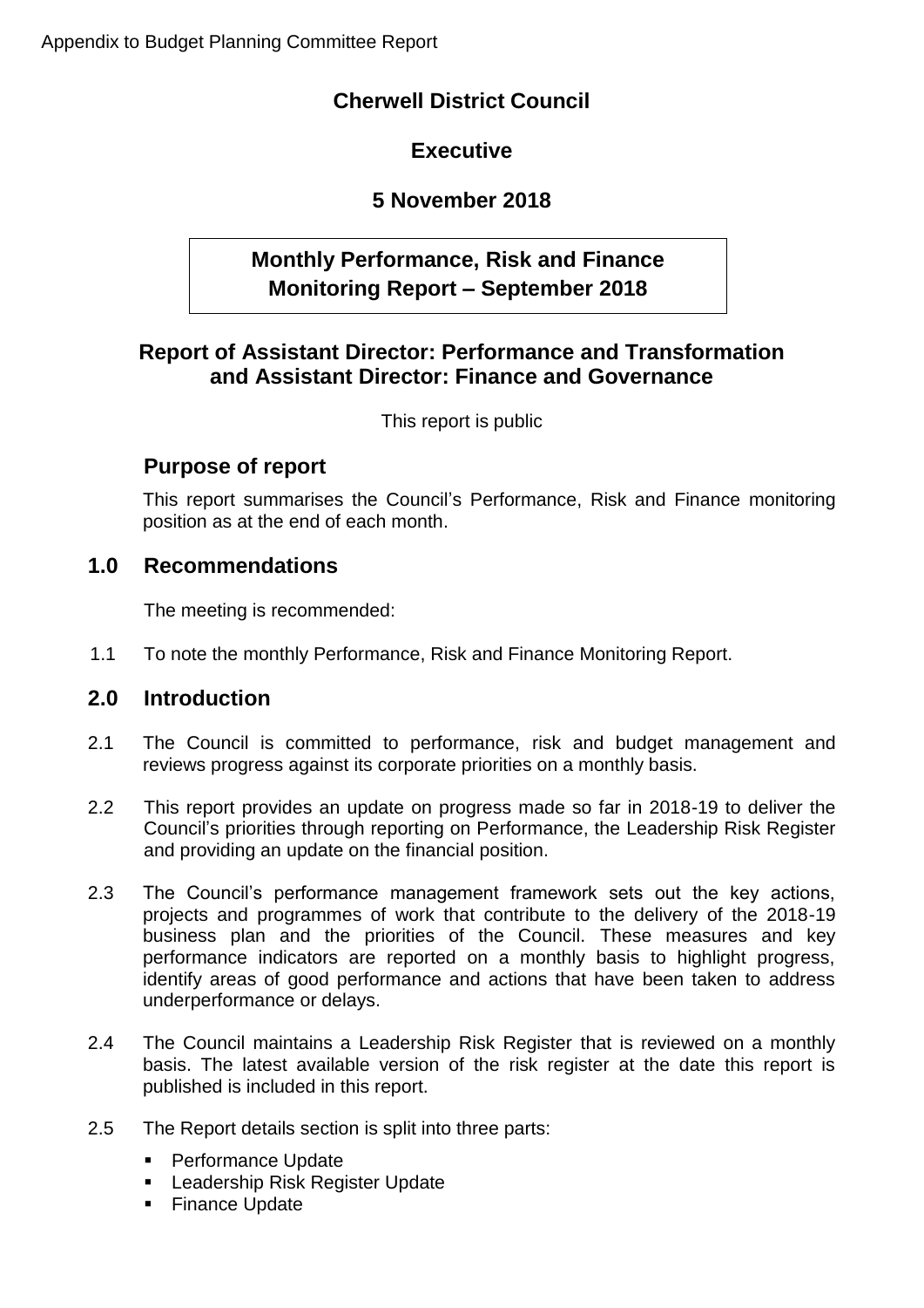Appendix to Budget Planning Committee Report

# Cherwell District Council

## Executive

## 5 November 2018

## Monthly Performance, Risk and Finance Monitoring Report – September 2018

### Report of Assistant Director: Performance and Transformation and Assistant Director: Finance and Governance

This report is public

## Purpose of report

This report summarises the Council's Performance, Risk and Finance monitoring position as at the end of each month.

## 1.0 Recommendations

The meeting is recommended:

1.1 To note the monthly Performance, Risk and Finance Monitoring Report.

## 2.0 Introduction

2.1 The Council is committed to performance, risk and budget management and reviews progress against its corporate priorities on a monthly basis.

2.2 This report provides an update on progress made so far in 2018-19 to deliver the Council's priorities through reporting on Performance, the Leadership Risk Register and providing an update on the financial position.

2.3 The Council's performance management framework sets out the key actions, projects and programmes of work that contribute to the delivery of the 2018-19 business plan and the priorities of the Council. These measures and key performance indicators are reported on a monthly basis to highlight progress, identify areas of good performance and actions that have been taken to address underperformance or delays.

2.4 The Council maintains a Leadership Risk Register that is reviewed on a monthly basis. The latest available version of the risk register at the date this report is published is included in this report.

2.5 The Report details section is split into three parts:

- Performance Update
- Leadership Risk Register Update
- Finance Update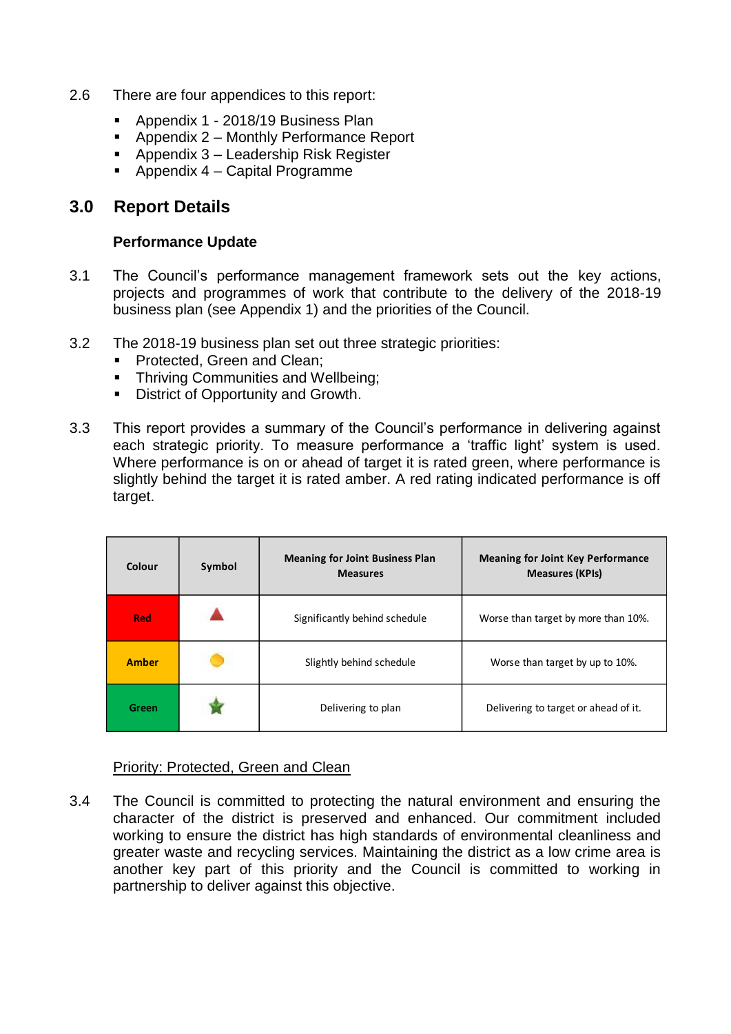2.6 There are four appendices to this report:

- Appendix 1 - 2018/19 Business Plan
- Appendix 2 – Monthly Performance Report
- Appendix 3 – Leadership Risk Register
- Appendix 4 – Capital Programme

## 3.0 Report Details

### Performance Update

3.1 The Council's performance management framework sets out the key actions, projects and programmes of work that contribute to the delivery of the 2018-19 business plan (see Appendix 1) and the priorities of the Council.

3.2 The 2018-19 business plan set out three strategic priorities:

- Protected, Green and Clean;
- Thriving Communities and Wellbeing;
- District of Opportunity and Growth.

3.3 This report provides a summary of the Council's performance in delivering against each strategic priority. To measure performance a 'traffic light' system is used. Where performance is on or ahead of target it is rated green, where performance is slightly behind the target it is rated amber. A red rating indicated performance is off target.

| Colour | Symbol | Meaning for Joint Business Plan Measures | Meaning for Joint Key Performance Measures (KPIs) |
|---|---|---|---|
| Red | ▲ | Significantly behind schedule | Worse than target by more than 10%. |
| Amber | ● | Slightly behind schedule | Worse than target by up to 10%. |
| Green | ★ | Delivering to plan | Delivering to target or ahead of it. |

<u>Priority: Protected, Green and Clean</u>

3.4 The Council is committed to protecting the natural environment and ensuring the character of the district is preserved and enhanced. Our commitment included working to ensure the district has high standards of environmental cleanliness and greater waste and recycling services. Maintaining the district as a low crime area is another key part of this priority and the Council is committed to working in partnership to deliver against this objective.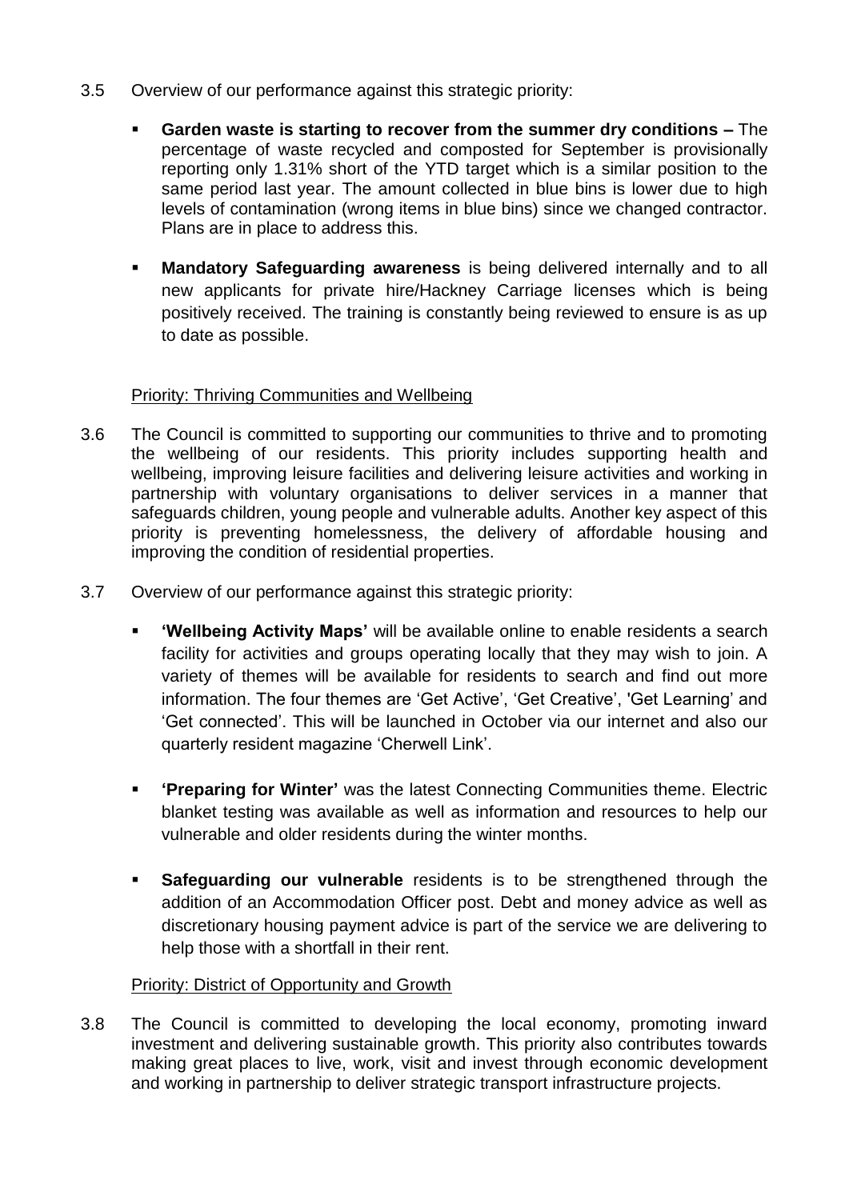3.5 Overview of our performance against this strategic priority:

- **Garden waste is starting to recover from the summer dry conditions –** The percentage of waste recycled and composted for September is provisionally reporting only 1.31% short of the YTD target which is a similar position to the same period last year. The amount collected in blue bins is lower due to high levels of contamination (wrong items in blue bins) since we changed contractor. Plans are in place to address this.

- **Mandatory Safeguarding awareness** is being delivered internally and to all new applicants for private hire/Hackney Carriage licenses which is being positively received. The training is constantly being reviewed to ensure is as up to date as possible.

<u>Priority: Thriving Communities and Wellbeing</u>

3.6 The Council is committed to supporting our communities to thrive and to promoting the wellbeing of our residents. This priority includes supporting health and wellbeing, improving leisure facilities and delivering leisure activities and working in partnership with voluntary organisations to deliver services in a manner that safeguards children, young people and vulnerable adults. Another key aspect of this priority is preventing homelessness, the delivery of affordable housing and improving the condition of residential properties.

3.7 Overview of our performance against this strategic priority:

- **'Wellbeing Activity Maps'** will be available online to enable residents a search facility for activities and groups operating locally that they may wish to join. A variety of themes will be available for residents to search and find out more information. The four themes are 'Get Active', 'Get Creative', 'Get Learning' and 'Get connected'. This will be launched in October via our internet and also our quarterly resident magazine 'Cherwell Link'.

- **'Preparing for Winter'** was the latest Connecting Communities theme. Electric blanket testing was available as well as information and resources to help our vulnerable and older residents during the winter months.

- **Safeguarding our vulnerable** residents is to be strengthened through the addition of an Accommodation Officer post. Debt and money advice as well as discretionary housing payment advice is part of the service we are delivering to help those with a shortfall in their rent.

<u>Priority: District of Opportunity and Growth</u>

3.8 The Council is committed to developing the local economy, promoting inward investment and delivering sustainable growth. This priority also contributes towards making great places to live, work, visit and invest through economic development and working in partnership to deliver strategic transport infrastructure projects.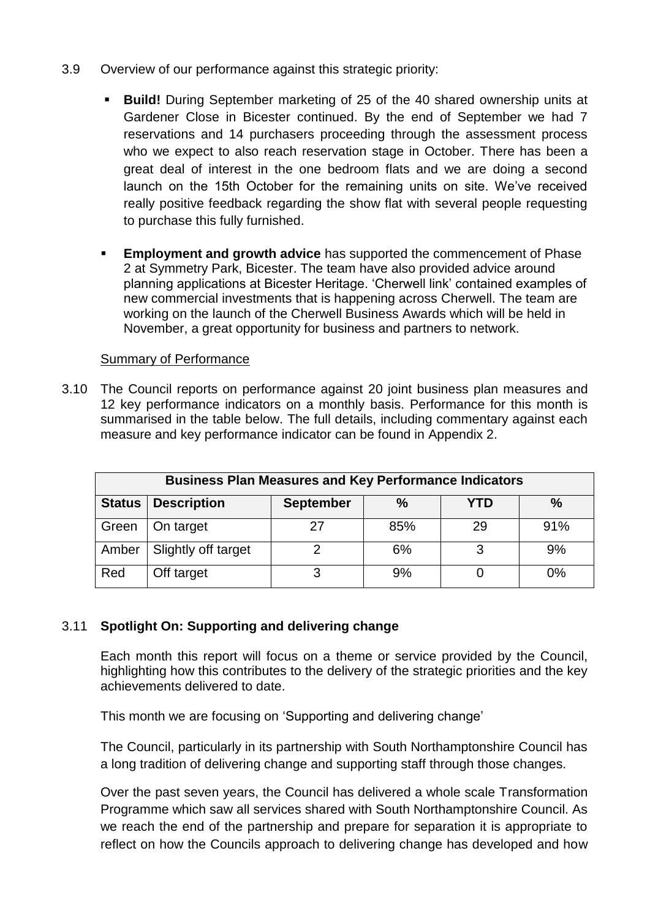3.9 Overview of our performance against this strategic priority:

- **Build!** During September marketing of 25 of the 40 shared ownership units at Gardener Close in Bicester continued. By the end of September we had 7 reservations and 14 purchasers proceeding through the assessment process who we expect to also reach reservation stage in October. There has been a great deal of interest in the one bedroom flats and we are doing a second launch on the 15th October for the remaining units on site. We've received really positive feedback regarding the show flat with several people requesting to purchase this fully furnished.

- **Employment and growth advice** has supported the commencement of Phase 2 at Symmetry Park, Bicester. The team have also provided advice around planning applications at Bicester Heritage. 'Cherwell link' contained examples of new commercial investments that is happening across Cherwell. The team are working on the launch of the Cherwell Business Awards which will be held in November, a great opportunity for business and partners to network.

Summary of Performance

3.10 The Council reports on performance against 20 joint business plan measures and 12 key performance indicators on a monthly basis. Performance for this month is summarised in the table below. The full details, including commentary against each measure and key performance indicator can be found in Appendix 2.

| **Business Plan Measures and Key Performance Indicators** | | | | | |
|---|---|---|---|---|---|
| **Status** | **Description** | **September** | **%** | **YTD** | **%** |
| Green | On target | 27 | 85% | 29 | 91% |
| Amber | Slightly off target | 2 | 6% | 3 | 9% |
| Red | Off target | 3 | 9% | 0 | 0% |

3.11 **Spotlight On: Supporting and delivering change**

Each month this report will focus on a theme or service provided by the Council, highlighting how this contributes to the delivery of the strategic priorities and the key achievements delivered to date.

This month we are focusing on 'Supporting and delivering change'

The Council, particularly in its partnership with South Northamptonshire Council has a long tradition of delivering change and supporting staff through those changes.

Over the past seven years, the Council has delivered a whole scale Transformation Programme which saw all services shared with South Northamptonshire Council. As we reach the end of the partnership and prepare for separation it is appropriate to reflect on how the Councils approach to delivering change has developed and how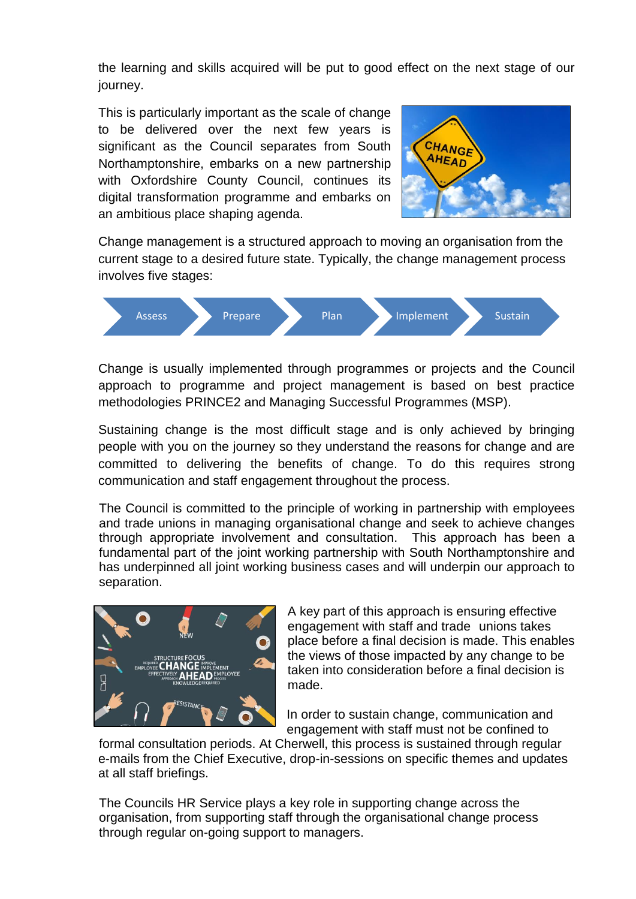the learning and skills acquired will be put to good effect on the next stage of our journey.

This is particularly important as the scale of change to be delivered over the next few years is significant as the Council separates from South Northamptonshire, embarks on a new partnership with Oxfordshire County Council, continues its digital transformation programme and embarks on an ambitious place shaping agenda.

Change management is a structured approach to moving an organisation from the current stage to a desired future state. Typically, the change management process involves five stages:

Assess → Prepare → Plan → Implement → Sustain

Change is usually implemented through programmes or projects and the Council approach to programme and project management is based on best practice methodologies PRINCE2 and Managing Successful Programmes (MSP).

Sustaining change is the most difficult stage and is only achieved by bringing people with you on the journey so they understand the reasons for change and are committed to delivering the benefits of change. To do this requires strong communication and staff engagement throughout the process.

The Council is committed to the principle of working in partnership with employees and trade unions in managing organisational change and seek to achieve changes through appropriate involvement and consultation. This approach has been a fundamental part of the joint working partnership with South Northamptonshire and has underpinned all joint working business cases and will underpin our approach to separation.

A key part of this approach is ensuring effective engagement with staff and trade unions takes place before a final decision is made. This enables the views of those impacted by any change to be taken into consideration before a final decision is made.

In order to sustain change, communication and engagement with staff must not be confined to formal consultation periods. At Cherwell, this process is sustained through regular e-mails from the Chief Executive, drop-in-sessions on specific themes and updates at all staff briefings.

The Councils HR Service plays a key role in supporting change across the organisation, from supporting staff through the organisational change process through regular on-going support to managers.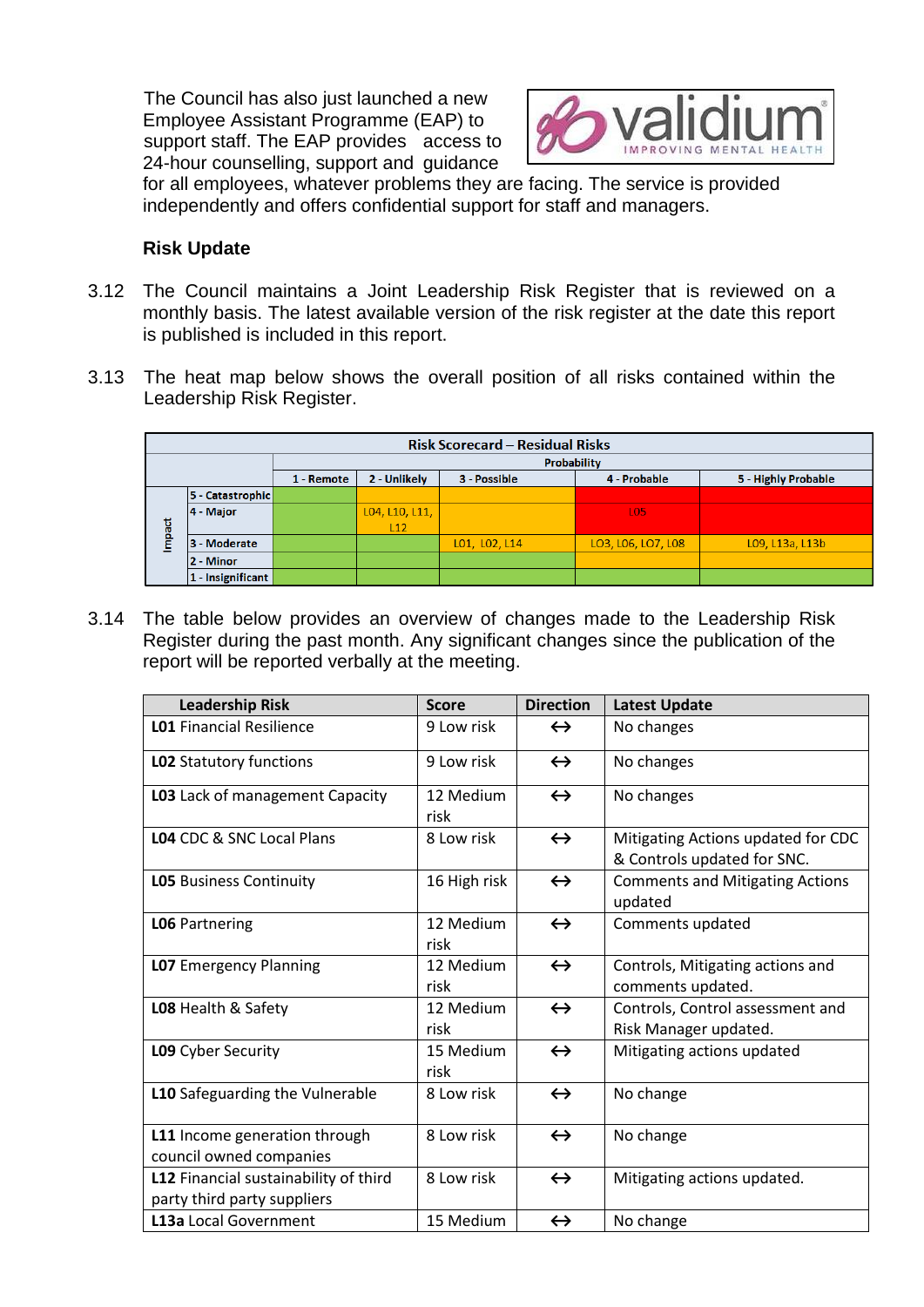The Council has also just launched a new Employee Assistant Programme (EAP) to support staff. The EAP provides access to 24-hour counselling, support and guidance for all employees, whatever problems they are facing. The service is provided independently and offers confidential support for staff and managers.

**Risk Update**

3.12 The Council maintains a Joint Leadership Risk Register that is reviewed on a monthly basis. The latest available version of the risk register at the date this report is published is included in this report.

3.13 The heat map below shows the overall position of all risks contained within the Leadership Risk Register.

| Risk Scorecard – Residual Risks | | | | | | |
|---|---|---|---|---|---|---|
| | | Probability | | | | |
| | | 1 - Remote | 2 - Unlikely | 3 - Possible | 4 - Probable | 5 - Highly Probable |
| Impact | 5 - Catastrophic | | | | | |
| | 4 - Major | | L04, L10, L11, L12 | | L05 | |
| | 3 - Moderate | | | L01, L02, L14 | L03, L06, L07, L08 | L09, L13a, L13b |
| | 2 - Minor | | | | | |
| | 1 - Insignificant | | | | | |

3.14 The table below provides an overview of changes made to the Leadership Risk Register during the past month. Any significant changes since the publication of the report will be reported verbally at the meeting.

| Leadership Risk | Score | Direction | Latest Update |
|---|---|---|---|
| **L01** Financial Resilience | 9 Low risk | ↔ | No changes |
| **L02** Statutory functions | 9 Low risk | ↔ | No changes |
| **L03** Lack of management Capacity | 12 Medium risk | ↔ | No changes |
| **L04** CDC & SNC Local Plans | 8 Low risk | ↔ | Mitigating Actions updated for CDC & Controls updated for SNC. |
| **L05** Business Continuity | 16 High risk | ↔ | Comments and Mitigating Actions updated |
| **L06** Partnering | 12 Medium risk | ↔ | Comments updated |
| **L07** Emergency Planning | 12 Medium risk | ↔ | Controls, Mitigating actions and comments updated. |
| **L08** Health & Safety | 12 Medium risk | ↔ | Controls, Control assessment and Risk Manager updated. |
| **L09** Cyber Security | 15 Medium risk | ↔ | Mitigating actions updated |
| **L10** Safeguarding the Vulnerable | 8 Low risk | ↔ | No change |
| **L11** Income generation through council owned companies | 8 Low risk | ↔ | No change |
| **L12** Financial sustainability of third party third party suppliers | 8 Low risk | ↔ | Mitigating actions updated. |
| **L13a** Local Government | 15 Medium | ↔ | No change |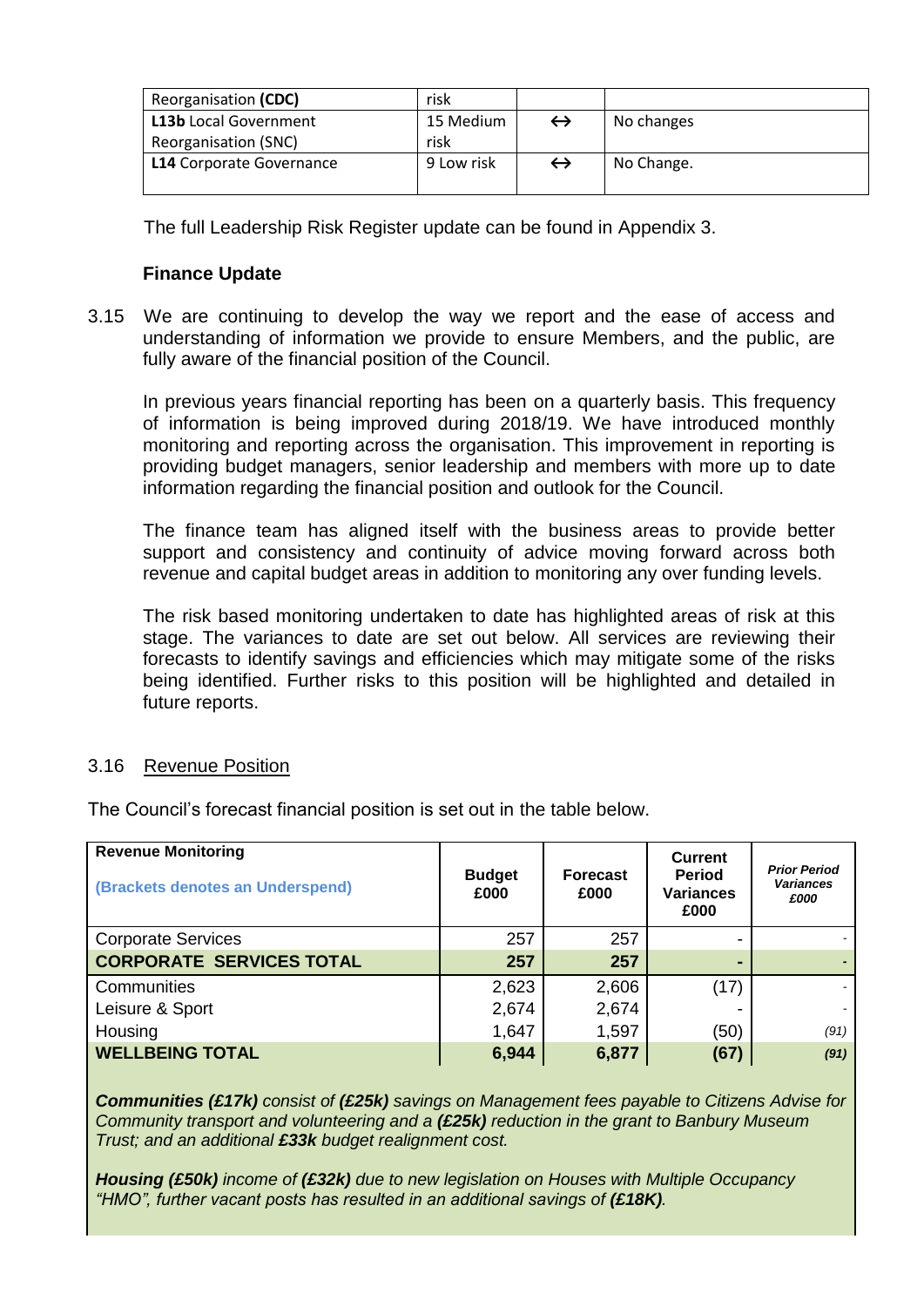| Reorganisation **(CDC)** | risk | | |
|---|---|---|---|
| **L13b** Local Government Reorganisation (SNC) | 15 Medium risk | ↔ | No changes |
| **L14** Corporate Governance | 9 Low risk | ↔ | No Change. |

The full Leadership Risk Register update can be found in Appendix 3.

### Finance Update

3.15 We are continuing to develop the way we report and the ease of access and understanding of information we provide to ensure Members, and the public, are fully aware of the financial position of the Council.

In previous years financial reporting has been on a quarterly basis. This frequency of information is being improved during 2018/19. We have introduced monthly monitoring and reporting across the organisation. This improvement in reporting is providing budget managers, senior leadership and members with more up to date information regarding the financial position and outlook for the Council.

The finance team has aligned itself with the business areas to provide better support and consistency and continuity of advice moving forward across both revenue and capital budget areas in addition to monitoring any over funding levels.

The risk based monitoring undertaken to date has highlighted areas of risk at this stage. The variances to date are set out below. All services are reviewing their forecasts to identify savings and efficiencies which may mitigate some of the risks being identified. Further risks to this position will be highlighted and detailed in future reports.

3.16 Revenue Position

The Council's forecast financial position is set out in the table below.

| **Revenue Monitoring** (Brackets denotes an Underspend) | **Budget £000** | **Forecast £000** | **Current Period Variances £000** | ***Prior Period Variances £000*** |
|---|---|---|---|---|
| Corporate Services | 257 | 257 | - | - |
| **CORPORATE SERVICES TOTAL** | **257** | **257** | **-** | **-** |
| Communities | 2,623 | 2,606 | (17) | - |
| Leisure & Sport | 2,674 | 2,674 | - | - |
| Housing | 1,647 | 1,597 | (50) | *(91)* |
| **WELLBEING TOTAL** | **6,944** | **6,877** | **(67)** | ***(91)*** |

***Communities (£17k)*** *consist of* ***(£25k)*** *savings on Management fees payable to Citizens Advise for Community transport and volunteering and a* ***(£25k)*** *reduction in the grant to Banbury Museum Trust; and an additional* ***£33k*** *budget realignment cost.*

***Housing (£50k)*** *income of* ***(£32k)*** *due to new legislation on Houses with Multiple Occupancy "HMO", further vacant posts has resulted in an additional savings of* ***(£18K)****.*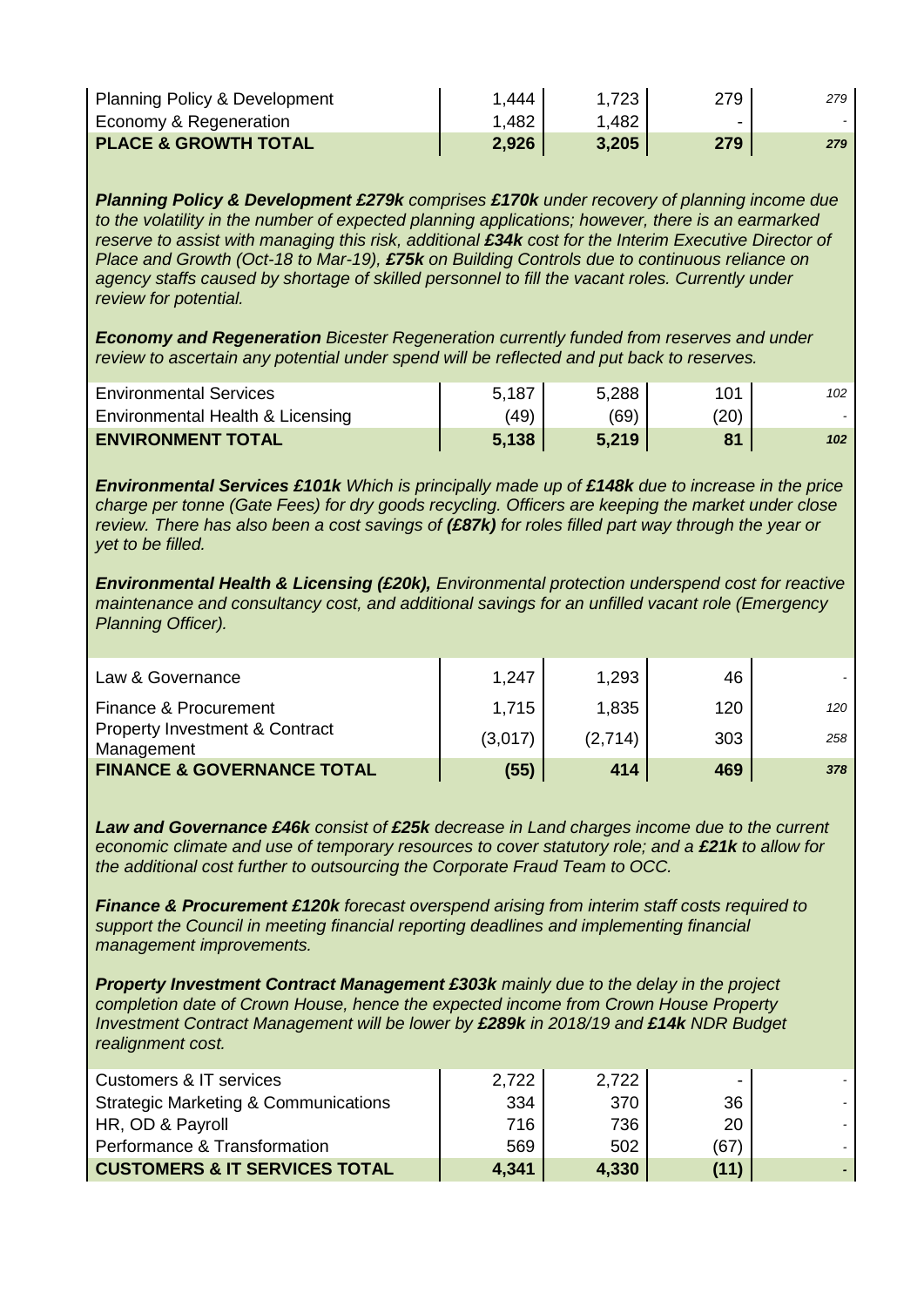| | | | | |
|---|---|---|---|---|
| Planning Policy & Development | 1,444 | 1,723 | 279 | 279 |
| Economy & Regeneration | 1,482 | 1,482 | - | - |
| **PLACE & GROWTH TOTAL** | **2,926** | **3,205** | **279** | **279** |

***Planning Policy & Development £279k*** *comprises* ***£170k*** *under recovery of planning income due to the volatility in the number of expected planning applications; however, there is an earmarked reserve to assist with managing this risk, additional* ***£34k*** *cost for the Interim Executive Director of Place and Growth (Oct-18 to Mar-19),* ***£75k*** *on Building Controls due to continuous reliance on agency staffs caused by shortage of skilled personnel to fill the vacant roles. Currently under review for potential.*

***Economy and Regeneration*** *Bicester Regeneration currently funded from reserves and under review to ascertain any potential under spend will be reflected and put back to reserves.*

| | | | | |
|---|---|---|---|---|
| Environmental Services | 5,187 | 5,288 | 101 | 102 |
| Environmental Health & Licensing | (49) | (69) | (20) | - |
| **ENVIRONMENT TOTAL** | **5,138** | **5,219** | **81** | **102** |

***Environmental Services £101k*** *Which is principally made up of* ***£148k*** *due to increase in the price charge per tonne (Gate Fees) for dry goods recycling. Officers are keeping the market under close review. There has also been a cost savings of* ***(£87k)*** *for roles filled part way through the year or yet to be filled.*

***Environmental Health & Licensing (£20k),*** *Environmental protection underspend cost for reactive maintenance and consultancy cost, and additional savings for an unfilled vacant role (Emergency Planning Officer).*

| | | | | |
|---|---|---|---|---|
| Law & Governance | 1,247 | 1,293 | 46 | - |
| Finance & Procurement | 1,715 | 1,835 | 120 | 120 |
| Property Investment & Contract Management | (3,017) | (2,714) | 303 | 258 |
| **FINANCE & GOVERNANCE TOTAL** | **(55)** | **414** | **469** | **378** |

***Law and Governance £46k*** *consist of* ***£25k*** *decrease in Land charges income due to the current economic climate and use of temporary resources to cover statutory role; and a* ***£21k*** *to allow for the additional cost further to outsourcing the Corporate Fraud Team to OCC.*

***Finance & Procurement £120k*** *forecast overspend arising from interim staff costs required to support the Council in meeting financial reporting deadlines and implementing financial management improvements.*

***Property Investment Contract Management £303k*** *mainly due to the delay in the project completion date of Crown House, hence the expected income from Crown House Property Investment Contract Management will be lower by* ***£289k*** *in 2018/19 and* ***£14k*** *NDR Budget realignment cost.*

| | | | | |
|---|---|---|---|---|
| Customers & IT services | 2,722 | 2,722 | - | - |
| Strategic Marketing & Communications | 334 | 370 | 36 | - |
| HR, OD & Payroll | 716 | 736 | 20 | - |
| Performance & Transformation | 569 | 502 | (67) | - |
| **CUSTOMERS & IT SERVICES TOTAL** | **4,341** | **4,330** | **(11)** | **-** |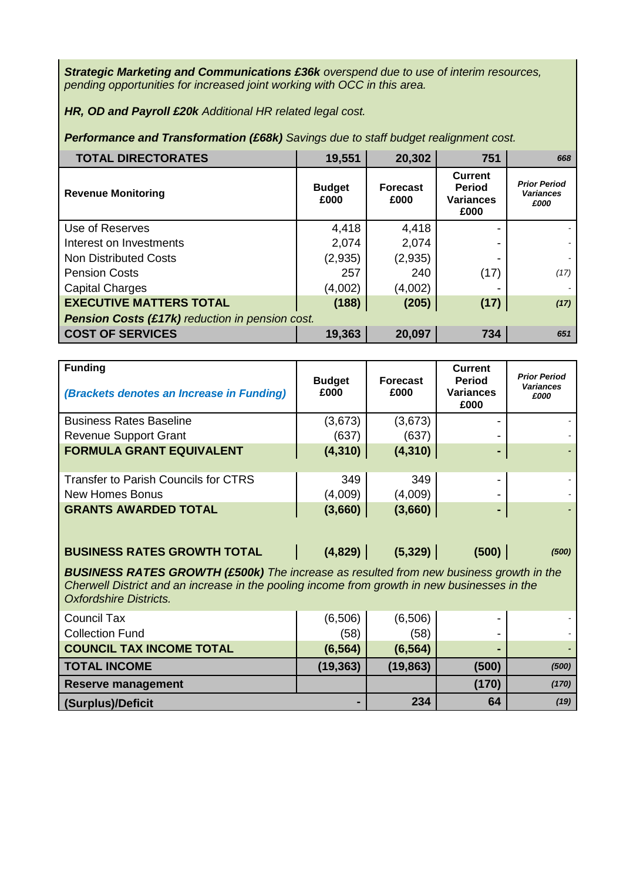***Strategic Marketing and Communications £36k*** *overspend due to use of interim resources, pending opportunities for increased joint working with OCC in this area.*

***HR, OD and Payroll £20k*** *Additional HR related legal cost.*

***Performance and Transformation (£68k)*** *Savings due to staff budget realignment cost.*

| **TOTAL DIRECTORATES** | **19,551** | **20,302** | **751** | ***668*** |
|---|---|---|---|---|
| **Revenue Monitoring** | **Budget £000** | **Forecast £000** | **Current Period Variances £000** | ***Prior Period Variances £000*** |
| Use of Reserves | 4,418 | 4,418 | - | - |
| Interest on Investments | 2,074 | 2,074 | - | - |
| Non Distributed Costs | (2,935) | (2,935) | - | - |
| Pension Costs | 257 | 240 | (17) | *(17)* |
| Capital Charges | (4,002) | (4,002) | - | - |
| **EXECUTIVE MATTERS TOTAL** | **(188)** | **(205)** | **(17)** | ***(17)*** |
| ***Pension Costs (£17k)*** *reduction in pension cost.* | | | | |
| **COST OF SERVICES** | **19,363** | **20,097** | **734** | ***651*** |

| **Funding** *(Brackets denotes an Increase in Funding)* | **Budget £000** | **Forecast £000** | **Current Period Variances £000** | ***Prior Period Variances £000*** |
|---|---|---|---|---|
| Business Rates Baseline | (3,673) | (3,673) | - | - |
| Revenue Support Grant | (637) | (637) | - | - |
| **FORMULA GRANT EQUIVALENT** | **(4,310)** | **(4,310)** | **-** | **-** |
| Transfer to Parish Councils for CTRS | 349 | 349 | - | - |
| New Homes Bonus | (4,009) | (4,009) | - | - |
| **GRANTS AWARDED TOTAL** | **(3,660)** | **(3,660)** | **-** | **-** |
| **BUSINESS RATES GROWTH TOTAL** | **(4,829)** | **(5,329)** | **(500)** | ***(500)*** |
| ***BUSINESS RATES GROWTH (£500k)*** *The increase as resulted from new business growth in the Cherwell District and an increase in the pooling income from growth in new businesses in the Oxfordshire Districts.* | | | | |
| Council Tax | (6,506) | (6,506) | - | - |
| Collection Fund | (58) | (58) | - | - |
| **COUNCIL TAX INCOME TOTAL** | **(6,564)** | **(6,564)** | **-** | **-** |
| **TOTAL INCOME** | **(19,363)** | **(19,863)** | **(500)** | ***(500)*** |
| **Reserve management** | | | **(170)** | ***(170)*** |
| **(Surplus)/Deficit** | **-** | **234** | **64** | ***(19)*** |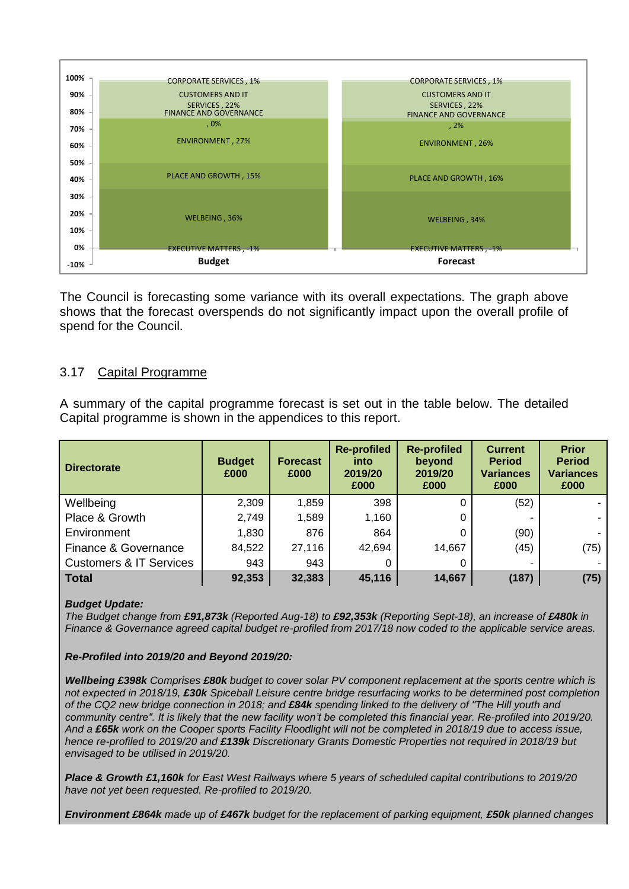The Council is forecasting some variance with its overall expectations. The graph above shows that the forecast overspends do not significantly impact upon the overall profile of spend for the Council.

## 3.17 Capital Programme

A summary of the capital programme forecast is set out in the table below. The detailed Capital programme is shown in the appendices to this report.

| Directorate | Budget £000 | Forecast £000 | Re-profiled into 2019/20 £000 | Re-profiled beyond 2019/20 £000 | Current Period Variances £000 | Prior Period Variances £000 |
|---|---|---|---|---|---|---|
| Wellbeing | 2,309 | 1,859 | 398 | 0 | (52) | - |
| Place & Growth | 2,749 | 1,589 | 1,160 | 0 | - | - |
| Environment | 1,830 | 876 | 864 | 0 | (90) | - |
| Finance & Governance | 84,522 | 27,116 | 42,694 | 14,667 | (45) | (75) |
| Customers & IT Services | 943 | 943 | 0 | 0 | - | - |
| **Total** | **92,353** | **32,383** | **45,116** | **14,667** | **(187)** | **(75)** |

***Budget Update:***

*The Budget change from **£91,873k** (Reported Aug-18) to **£92,353k** (Reporting Sept-18), an increase of **£480k** in Finance & Governance agreed capital budget re-profiled from 2017/18 now coded to the applicable service areas.*

***Re-Profiled into 2019/20 and Beyond 2019/20:***

***Wellbeing £398k** Comprises **£80k** budget to cover solar PV component replacement at the sports centre which is not expected in 2018/19, **£30k** Spiceball Leisure centre bridge resurfacing works to be determined post completion of the CQ2 new bridge connection in 2018; and **£84k** spending linked to the delivery of "The Hill youth and community centre". It is likely that the new facility won't be completed this financial year. Re-profiled into 2019/20. And a **£65k** work on the Cooper sports Facility Floodlight will not be completed in 2018/19 due to access issue, hence re-profiled to 2019/20 and **£139k** Discretionary Grants Domestic Properties not required in 2018/19 but envisaged to be utilised in 2019/20.*

***Place & Growth £1,160k** for East West Railways where 5 years of scheduled capital contributions to 2019/20 have not yet been requested. Re-profiled to 2019/20.*

***Environment £864k** made up of **£467k** budget for the replacement of parking equipment, **£50k** planned changes*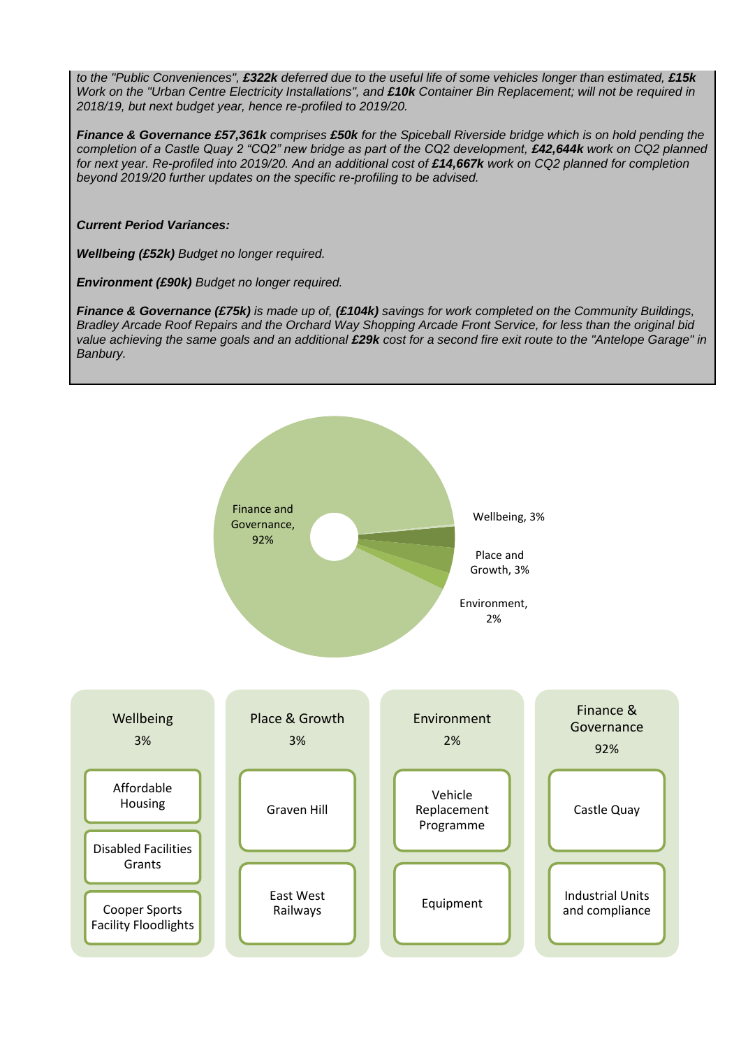*to the "Public Conveniences", **£322k** deferred due to the useful life of some vehicles longer than estimated, **£15k** Work on the "Urban Centre Electricity Installations", and **£10k** Container Bin Replacement; will not be required in 2018/19, but next budget year, hence re-profiled to 2019/20.*

***Finance & Governance £57,361k** comprises **£50k** for the Spiceball Riverside bridge which is on hold pending the completion of a Castle Quay 2 "CQ2" new bridge as part of the CQ2 development, **£42,644k** work on CQ2 planned for next year. Re-profiled into 2019/20. And an additional cost of **£14,667k** work on CQ2 planned for completion beyond 2019/20 further updates on the specific re-profiling to be advised.*

***Current Period Variances:***

***Wellbeing (£52k)** Budget no longer required.*

***Environment (£90k)** Budget no longer required.*

***Finance & Governance (£75k)** is made up of, **(£104k)** savings for work completed on the Community Buildings, Bradley Arcade Roof Repairs and the Orchard Way Shopping Arcade Front Service, for less than the original bid value achieving the same goals and an additional **£29k** cost for a second fire exit route to the "Antelope Garage" in Banbury.*

Finance and Governance, 92%

Wellbeing, 3%

Place and Growth, 3%

Environment, 2%

| Wellbeing 3% | Place & Growth 3% | Environment 2% | Finance & Governance 92% |
|---|---|---|---|
| Affordable Housing | Graven Hill | Vehicle Replacement Programme | Castle Quay |
| Disabled Facilities Grants | East West Railways | Equipment | Industrial Units and compliance |
| Cooper Sports Facility Floodlights | | | |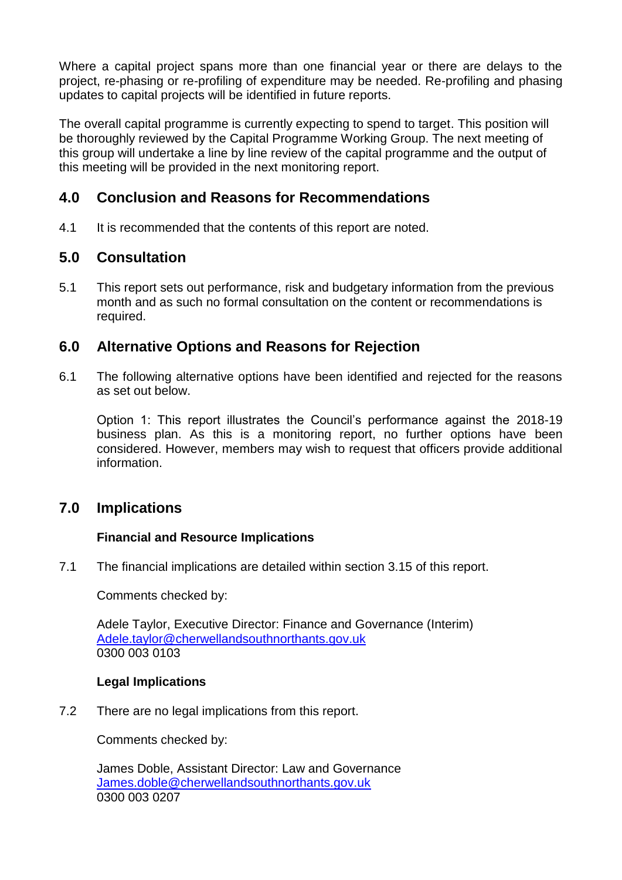Where a capital project spans more than one financial year or there are delays to the project, re-phasing or re-profiling of expenditure may be needed. Re-profiling and phasing updates to capital projects will be identified in future reports.

The overall capital programme is currently expecting to spend to target. This position will be thoroughly reviewed by the Capital Programme Working Group. The next meeting of this group will undertake a line by line review of the capital programme and the output of this meeting will be provided in the next monitoring report.

## 4.0 Conclusion and Reasons for Recommendations

4.1 It is recommended that the contents of this report are noted.

## 5.0 Consultation

5.1 This report sets out performance, risk and budgetary information from the previous month and as such no formal consultation on the content or recommendations is required.

## 6.0 Alternative Options and Reasons for Rejection

6.1 The following alternative options have been identified and rejected for the reasons as set out below.

Option 1: This report illustrates the Council's performance against the 2018-19 business plan. As this is a monitoring report, no further options have been considered. However, members may wish to request that officers provide additional information.

## 7.0 Implications

**Financial and Resource Implications**

7.1 The financial implications are detailed within section 3.15 of this report.

Comments checked by:

Adele Taylor, Executive Director: Finance and Governance (Interim)
Adele.taylor@cherwellandsouthnorthants.gov.uk
0300 003 0103

**Legal Implications**

7.2 There are no legal implications from this report.

Comments checked by:

James Doble, Assistant Director: Law and Governance
James.doble@cherwellandsouthnorthants.gov.uk
0300 003 0207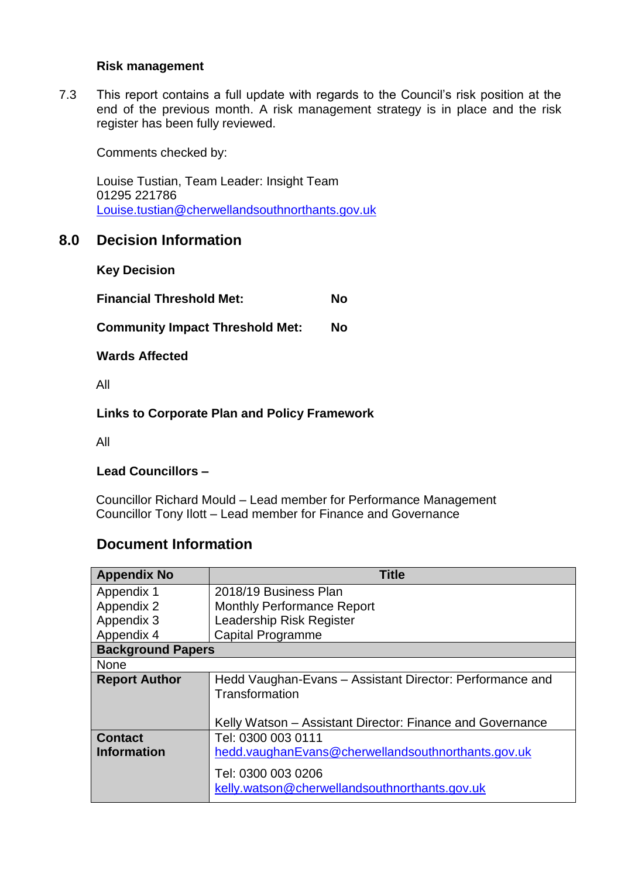**Risk management**

7.3 This report contains a full update with regards to the Council's risk position at the end of the previous month. A risk management strategy is in place and the risk register has been fully reviewed.

Comments checked by:

Louise Tustian, Team Leader: Insight Team
01295 221786
Louise.tustian@cherwellandsouthnorthants.gov.uk

## 8.0 Decision Information

**Key Decision**

**Financial Threshold Met:** **No**

**Community Impact Threshold Met:** **No**

**Wards Affected**

All

**Links to Corporate Plan and Policy Framework**

All

**Lead Councillors –**

Councillor Richard Mould – Lead member for Performance Management
Councillor Tony Ilott – Lead member for Finance and Governance

## Document Information

| Appendix No | Title |
|---|---|
| Appendix 1<br>Appendix 2<br>Appendix 3<br>Appendix 4 | 2018/19 Business Plan<br>Monthly Performance Report<br>Leadership Risk Register<br>Capital Programme |
| **Background Papers** | |
| None | |
| **Report Author** | Hedd Vaughan-Evans – Assistant Director: Performance and Transformation<br><br>Kelly Watson – Assistant Director: Finance and Governance |
| **Contact Information** | Tel: 0300 003 0111<br>hedd.vaughanEvans@cherwellandsouthnorthants.gov.uk<br>Tel: 0300 003 0206<br>kelly.watson@cherwellandsouthnorthants.gov.uk |